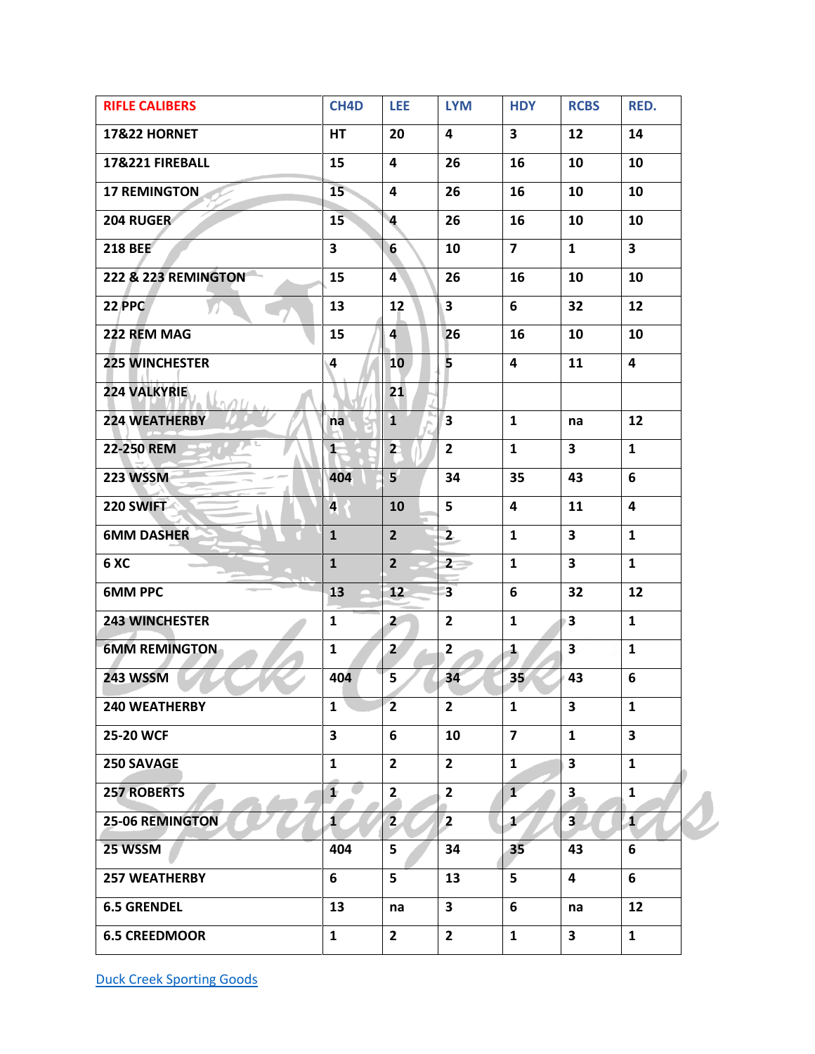| RIFLE CALIBERS | CH4D | LEE | LYM | HDY | RCBS | RED. |
|---|---|---|---|---|---|---|
| 17&22 HORNET | HT | 20 | 4 | 3 | 12 | 14 |
| 17&221 FIREBALL | 15 | 4 | 26 | 16 | 10 | 10 |
| 17 REMINGTON | 15 | 4 | 26 | 16 | 10 | 10 |
| 204 RUGER | 15 | 4 | 26 | 16 | 10 | 10 |
| 218 BEE | 3 | 6 | 10 | 7 | 1 | 3 |
| 222 & 223 REMINGTON | 15 | 4 | 26 | 16 | 10 | 10 |
| 22 PPC | 13 | 12 | 3 | 6 | 32 | 12 |
| 222 REM MAG | 15 | 4 | 26 | 16 | 10 | 10 |
| 225 WINCHESTER | 4 | 10 | 5 | 4 | 11 | 4 |
| 224 VALKYRIE | | 21 | | | | |
| 224 WEATHERBY | na | 1 | 3 | 1 | na | 12 |
| 22-250 REM | 1 | 2 | 2 | 1 | 3 | 1 |
| 223 WSSM | 404 | 5 | 34 | 35 | 43 | 6 |
| 220 SWIFT | 4 | 10 | 5 | 4 | 11 | 4 |
| 6MM DASHER | 1 | 2 | 2 | 1 | 3 | 1 |
| 6 XC | 1 | 2 | 2 | 1 | 3 | 1 |
| 6MM PPC | 13 | 12 | 3 | 6 | 32 | 12 |
| 243 WINCHESTER | 1 | 2 | 2 | 1 | 3 | 1 |
| 6MM REMINGTON | 1 | 2 | 2 | 1 | 3 | 1 |
| 243 WSSM | 404 | 5 | 34 | 35 | 43 | 6 |
| 240 WEATHERBY | 1 | 2 | 2 | 1 | 3 | 1 |
| 25-20 WCF | 3 | 6 | 10 | 7 | 1 | 3 |
| 250 SAVAGE | 1 | 2 | 2 | 1 | 3 | 1 |
| 257 ROBERTS | 1 | 2 | 2 | 1 | 3 | 1 |
| 25-06 REMINGTON | 1 | 2 | 2 | 1 | 3 | 1 |
| 25 WSSM | 404 | 5 | 34 | 35 | 43 | 6 |
| 257 WEATHERBY | 6 | 5 | 13 | 5 | 4 | 6 |
| 6.5 GRENDEL | 13 | na | 3 | 6 | na | 12 |
| 6.5 CREEDMOOR | 1 | 2 | 2 | 1 | 3 | 1 |

Duck Creek Sporting Goods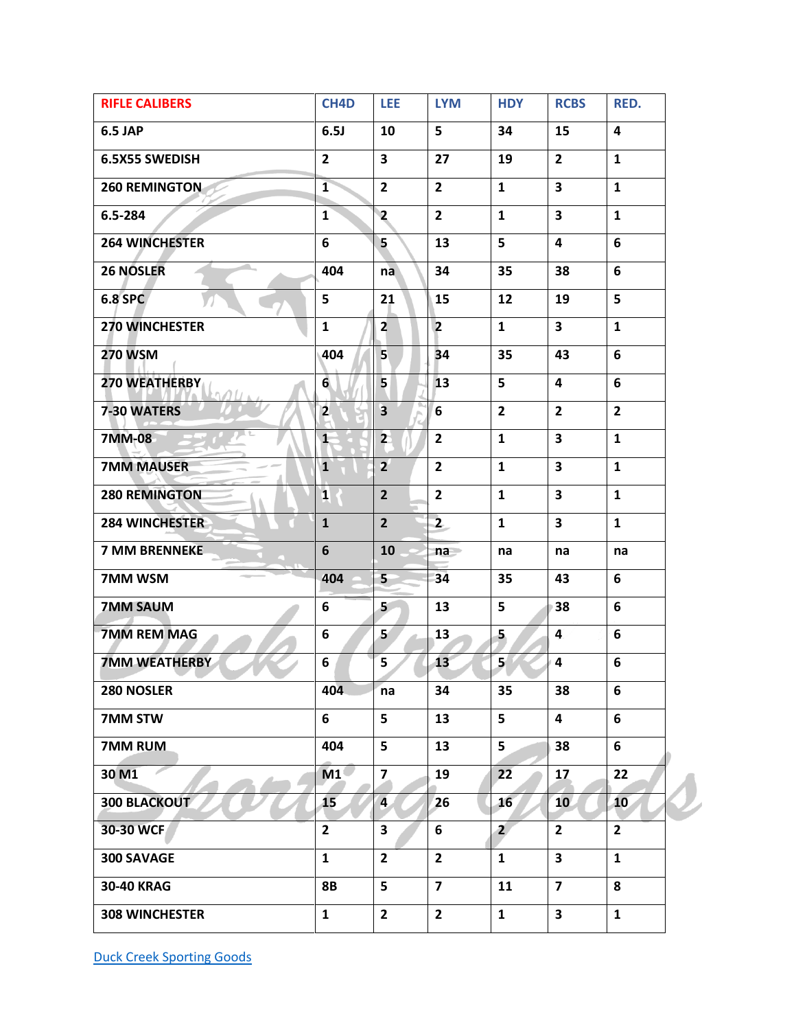| RIFLE CALIBERS | CH4D | LEE | LYM | HDY | RCBS | RED. |
|---|---|---|---|---|---|---|
| 6.5 JAP | 6.5J | 10 | 5 | 34 | 15 | 4 |
| 6.5X55 SWEDISH | 2 | 3 | 27 | 19 | 2 | 1 |
| 260 REMINGTON | 1 | 2 | 2 | 1 | 3 | 1 |
| 6.5-284 | 1 | 2 | 2 | 1 | 3 | 1 |
| 264 WINCHESTER | 6 | 5 | 13 | 5 | 4 | 6 |
| 26 NOSLER | 404 | na | 34 | 35 | 38 | 6 |
| 6.8 SPC | 5 | 21 | 15 | 12 | 19 | 5 |
| 270 WINCHESTER | 1 | 2 | 2 | 1 | 3 | 1 |
| 270 WSM | 404 | 5 | 34 | 35 | 43 | 6 |
| 270 WEATHERBY | 6 | 5 | 13 | 5 | 4 | 6 |
| 7-30 WATERS | 2 | 3 | 6 | 2 | 2 | 2 |
| 7MM-08 | 1 | 2 | 2 | 1 | 3 | 1 |
| 7MM MAUSER | 1 | 2 | 2 | 1 | 3 | 1 |
| 280 REMINGTON | 1 | 2 | 2 | 1 | 3 | 1 |
| 284 WINCHESTER | 1 | 2 | 2 | 1 | 3 | 1 |
| 7 MM BRENNEKE | 6 | 10 | na | na | na | na |
| 7MM WSM | 404 | 5 | 34 | 35 | 43 | 6 |
| 7MM SAUM | 6 | 5 | 13 | 5 | 38 | 6 |
| 7MM REM MAG | 6 | 5 | 13 | 5 | 4 | 6 |
| 7MM WEATHERBY | 6 | 5 | 13 | 5 | 4 | 6 |
| 280 NOSLER | 404 | na | 34 | 35 | 38 | 6 |
| 7MM STW | 6 | 5 | 13 | 5 | 4 | 6 |
| 7MM RUM | 404 | 5 | 13 | 5 | 38 | 6 |
| 30 M1 | M1 | 7 | 19 | 22 | 17 | 22 |
| 300 BLACKOUT | 15 | 4 | 26 | 16 | 10 | 10 |
| 30-30 WCF | 2 | 3 | 6 | 2 | 2 | 2 |
| 300 SAVAGE | 1 | 2 | 2 | 1 | 3 | 1 |
| 30-40 KRAG | 8B | 5 | 7 | 11 | 7 | 8 |
| 308 WINCHESTER | 1 | 2 | 2 | 1 | 3 | 1 |

Duck Creek Sporting Goods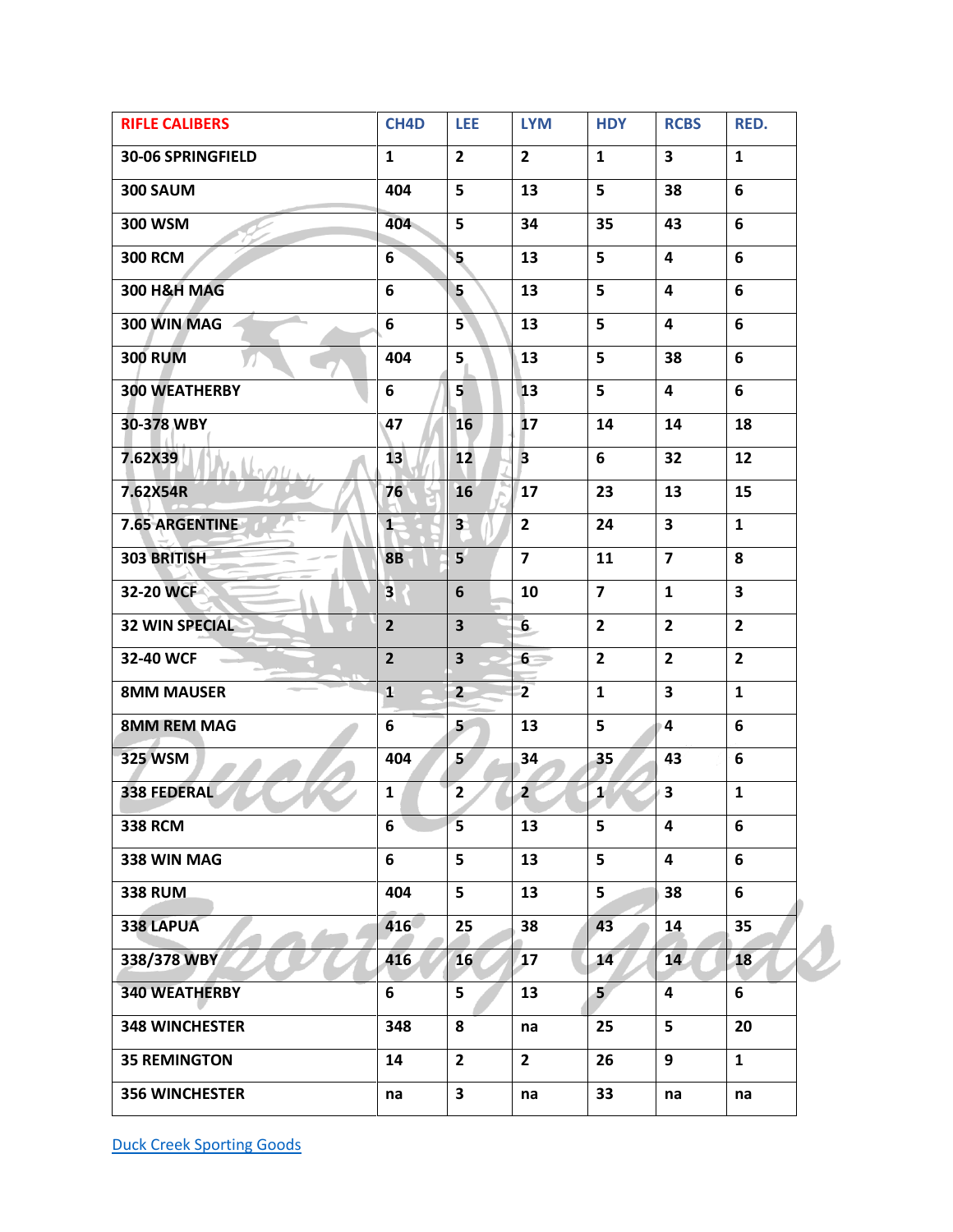| RIFLE CALIBERS | CH4D | LEE | LYM | HDY | RCBS | RED. |
|---|---|---|---|---|---|---|
| 30-06 SPRINGFIELD | 1 | 2 | 2 | 1 | 3 | 1 |
| 300 SAUM | 404 | 5 | 13 | 5 | 38 | 6 |
| 300 WSM | 404 | 5 | 34 | 35 | 43 | 6 |
| 300 RCM | 6 | 5 | 13 | 5 | 4 | 6 |
| 300 H&H MAG | 6 | 5 | 13 | 5 | 4 | 6 |
| 300 WIN MAG | 6 | 5 | 13 | 5 | 4 | 6 |
| 300 RUM | 404 | 5 | 13 | 5 | 38 | 6 |
| 300 WEATHERBY | 6 | 5 | 13 | 5 | 4 | 6 |
| 30-378 WBY | 47 | 16 | 17 | 14 | 14 | 18 |
| 7.62X39 | 13 | 12 | 3 | 6 | 32 | 12 |
| 7.62X54R | 76 | 16 | 17 | 23 | 13 | 15 |
| 7.65 ARGENTINE | 1 | 3 | 2 | 24 | 3 | 1 |
| 303 BRITISH | 8B | 5 | 7 | 11 | 7 | 8 |
| 32-20 WCF | 3 | 6 | 10 | 7 | 1 | 3 |
| 32 WIN SPECIAL | 2 | 3 | 6 | 2 | 2 | 2 |
| 32-40 WCF | 2 | 3 | 6 | 2 | 2 | 2 |
| 8MM MAUSER | 1 | 2 | 2 | 1 | 3 | 1 |
| 8MM REM MAG | 6 | 5 | 13 | 5 | 4 | 6 |
| 325 WSM | 404 | 5 | 34 | 35 | 43 | 6 |
| 338 FEDERAL | 1 | 2 | 2 | 1 | 3 | 1 |
| 338 RCM | 6 | 5 | 13 | 5 | 4 | 6 |
| 338 WIN MAG | 6 | 5 | 13 | 5 | 4 | 6 |
| 338 RUM | 404 | 5 | 13 | 5 | 38 | 6 |
| 338 LAPUA | 416 | 25 | 38 | 43 | 14 | 35 |
| 338/378 WBY | 416 | 16 | 17 | 14 | 14 | 18 |
| 340 WEATHERBY | 6 | 5 | 13 | 5 | 4 | 6 |
| 348 WINCHESTER | 348 | 8 | na | 25 | 5 | 20 |
| 35 REMINGTON | 14 | 2 | 2 | 26 | 9 | 1 |
| 356 WINCHESTER | na | 3 | na | 33 | na | na |

Duck Creek Sporting Goods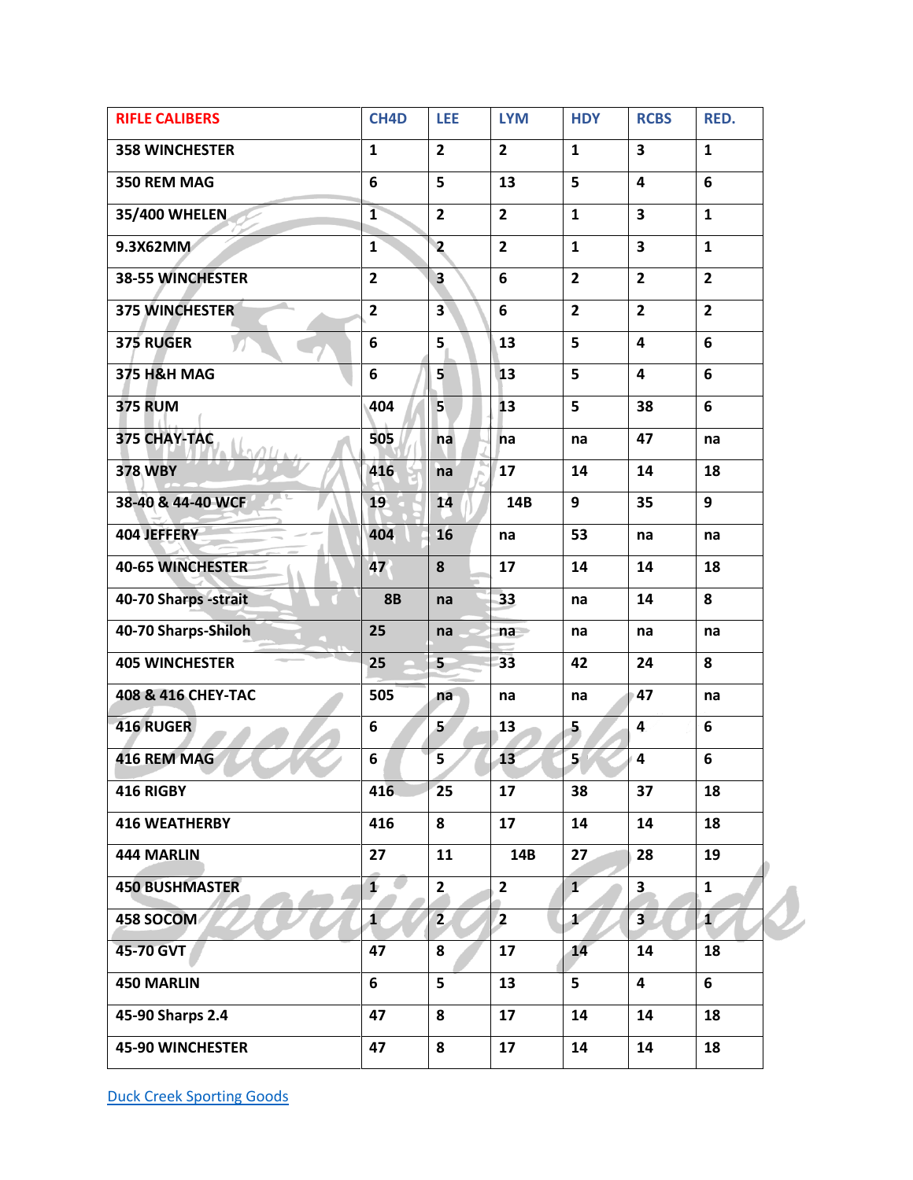| RIFLE CALIBERS | CH4D | LEE | LYM | HDY | RCBS | RED. |
|---|---|---|---|---|---|---|
| 358 WINCHESTER | 1 | 2 | 2 | 1 | 3 | 1 |
| 350 REM MAG | 6 | 5 | 13 | 5 | 4 | 6 |
| 35/400 WHELEN | 1 | 2 | 2 | 1 | 3 | 1 |
| 9.3X62MM | 1 | 2 | 2 | 1 | 3 | 1 |
| 38-55 WINCHESTER | 2 | 3 | 6 | 2 | 2 | 2 |
| 375 WINCHESTER | 2 | 3 | 6 | 2 | 2 | 2 |
| 375 RUGER | 6 | 5 | 13 | 5 | 4 | 6 |
| 375 H&H MAG | 6 | 5 | 13 | 5 | 4 | 6 |
| 375 RUM | 404 | 5 | 13 | 5 | 38 | 6 |
| 375 CHAY-TAC | 505 | na | na | na | 47 | na |
| 378 WBY | 416 | na | 17 | 14 | 14 | 18 |
| 38-40 & 44-40 WCF | 19 | 14 | 14B | 9 | 35 | 9 |
| 404 JEFFERY | 404 | 16 | na | 53 | na | na |
| 40-65 WINCHESTER | 47 | 8 | 17 | 14 | 14 | 18 |
| 40-70 Sharps -strait | 8B | na | 33 | na | 14 | 8 |
| 40-70 Sharps-Shiloh | 25 | na | na | na | na | na |
| 405 WINCHESTER | 25 | 5 | 33 | 42 | 24 | 8 |
| 408 & 416 CHEY-TAC | 505 | na | na | na | 47 | na |
| 416 RUGER | 6 | 5 | 13 | 5 | 4 | 6 |
| 416 REM MAG | 6 | 5 | 13 | 5 | 4 | 6 |
| 416 RIGBY | 416 | 25 | 17 | 38 | 37 | 18 |
| 416 WEATHERBY | 416 | 8 | 17 | 14 | 14 | 18 |
| 444 MARLIN | 27 | 11 | 14B | 27 | 28 | 19 |
| 450 BUSHMASTER | 1 | 2 | 2 | 1 | 3 | 1 |
| 458 SOCOM | 1 | 2 | 2 | 1 | 3 | 1 |
| 45-70 GVT | 47 | 8 | 17 | 14 | 14 | 18 |
| 450 MARLIN | 6 | 5 | 13 | 5 | 4 | 6 |
| 45-90 Sharps 2.4 | 47 | 8 | 17 | 14 | 14 | 18 |
| 45-90 WINCHESTER | 47 | 8 | 17 | 14 | 14 | 18 |

[Duck Creek Sporting Goods]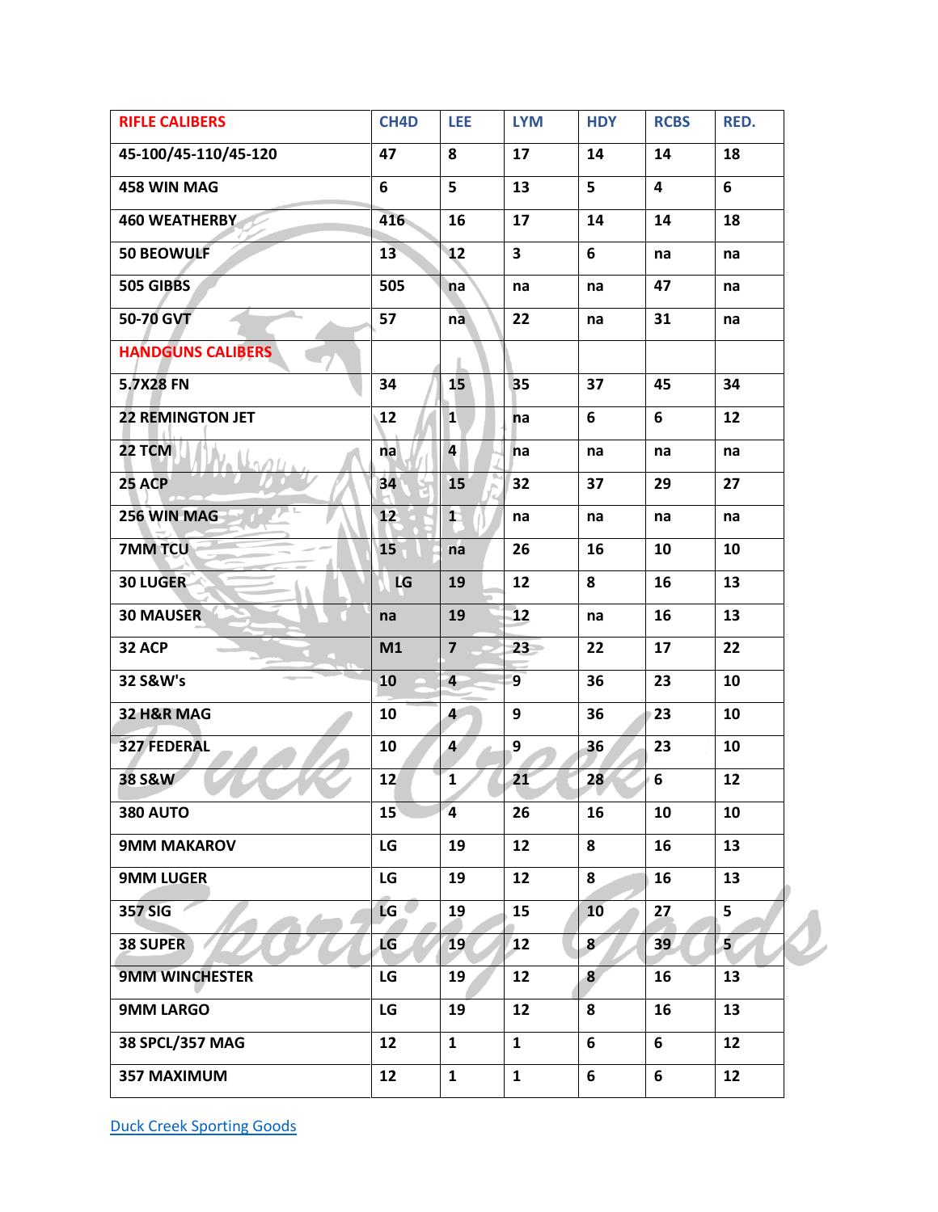| RIFLE CALIBERS | CH4D | LEE | LYM | HDY | RCBS | RED. |
|---|---|---|---|---|---|---|
| 45-100/45-110/45-120 | 47 | 8 | 17 | 14 | 14 | 18 |
| 458 WIN MAG | 6 | 5 | 13 | 5 | 4 | 6 |
| 460 WEATHERBY | 416 | 16 | 17 | 14 | 14 | 18 |
| 50 BEOWULF | 13 | 12 | 3 | 6 | na | na |
| 505 GIBBS | 505 | na | na | na | 47 | na |
| 50-70 GVT | 57 | na | 22 | na | 31 | na |
| HANDGUNS CALIBERS | | | | | | |
| 5.7X28 FN | 34 | 15 | 35 | 37 | 45 | 34 |
| 22 REMINGTON JET | 12 | 1 | na | 6 | 6 | 12 |
| 22 TCM | na | 4 | na | na | na | na |
| 25 ACP | 34 | 15 | 32 | 37 | 29 | 27 |
| 256 WIN MAG | 12 | 1 | na | na | na | na |
| 7MM TCU | 15 | na | 26 | 16 | 10 | 10 |
| 30 LUGER | LG | 19 | 12 | 8 | 16 | 13 |
| 30 MAUSER | na | 19 | 12 | na | 16 | 13 |
| 32 ACP | M1 | 7 | 23 | 22 | 17 | 22 |
| 32 S&W's | 10 | 4 | 9 | 36 | 23 | 10 |
| 32 H&R MAG | 10 | 4 | 9 | 36 | 23 | 10 |
| 327 FEDERAL | 10 | 4 | 9 | 36 | 23 | 10 |
| 38 S&W | 12 | 1 | 21 | 28 | 6 | 12 |
| 380 AUTO | 15 | 4 | 26 | 16 | 10 | 10 |
| 9MM MAKAROV | LG | 19 | 12 | 8 | 16 | 13 |
| 9MM LUGER | LG | 19 | 12 | 8 | 16 | 13 |
| 357 SIG | LG | 19 | 15 | 10 | 27 | 5 |
| 38 SUPER | LG | 19 | 12 | 8 | 39 | 5 |
| 9MM WINCHESTER | LG | 19 | 12 | 8 | 16 | 13 |
| 9MM LARGO | LG | 19 | 12 | 8 | 16 | 13 |
| 38 SPCL/357 MAG | 12 | 1 | 1 | 6 | 6 | 12 |
| 357 MAXIMUM | 12 | 1 | 1 | 6 | 6 | 12 |

Duck Creek Sporting Goods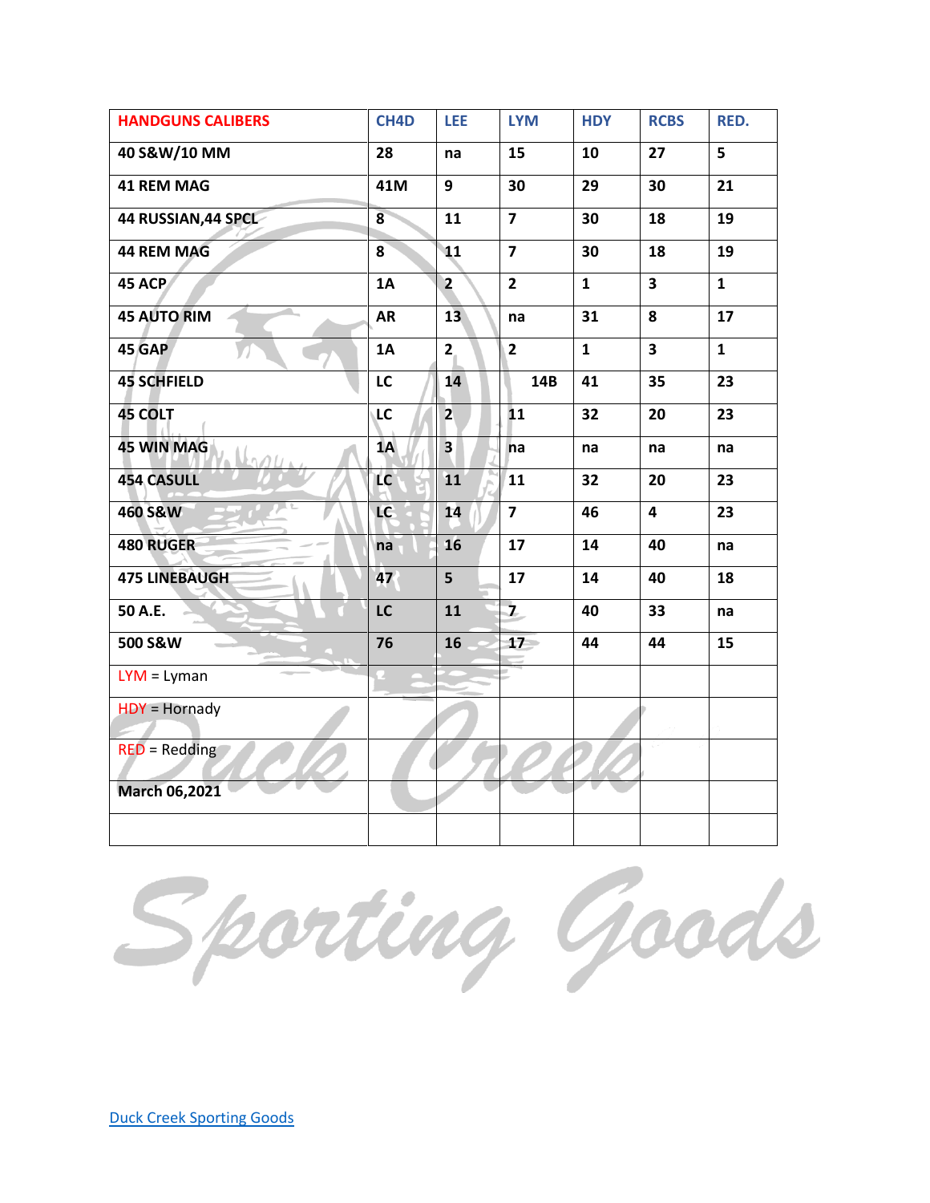| HANDGUNS CALIBERS | CH4D | LEE | LYM | HDY | RCBS | RED. |
|---|---|---|---|---|---|---|
| 40 S&W/10 MM | 28 | na | 15 | 10 | 27 | 5 |
| 41 REM MAG | 41M | 9 | 30 | 29 | 30 | 21 |
| 44 RUSSIAN,44 SPCL | 8 | 11 | 7 | 30 | 18 | 19 |
| 44 REM MAG | 8 | 11 | 7 | 30 | 18 | 19 |
| 45 ACP | 1A | 2 | 2 | 1 | 3 | 1 |
| 45 AUTO RIM | AR | 13 | na | 31 | 8 | 17 |
| 45 GAP | 1A | 2 | 2 | 1 | 3 | 1 |
| 45 SCHFIELD | LC | 14 | 14B | 41 | 35 | 23 |
| 45 COLT | LC | 2 | 11 | 32 | 20 | 23 |
| 45 WIN MAG | 1A | 3 | na | na | na | na |
| 454 CASULL | LC | 11 | 11 | 32 | 20 | 23 |
| 460 S&W | LC | 14 | 7 | 46 | 4 | 23 |
| 480 RUGER | na | 16 | 17 | 14 | 40 | na |
| 475 LINEBAUGH | 47 | 5 | 17 | 14 | 40 | 18 |
| 50 A.E. | LC | 11 | 7 | 40 | 33 | na |
| 500 S&W | 76 | 16 | 17 | 44 | 44 | 15 |
| LYM = Lyman | | | | | | |
| HDY = Hornady | | | | | | |
| RED = Redding | | | | | | |
| March 06,2021 | | | | | | |
| | | | | | | |

Duck Creek Sporting Goods